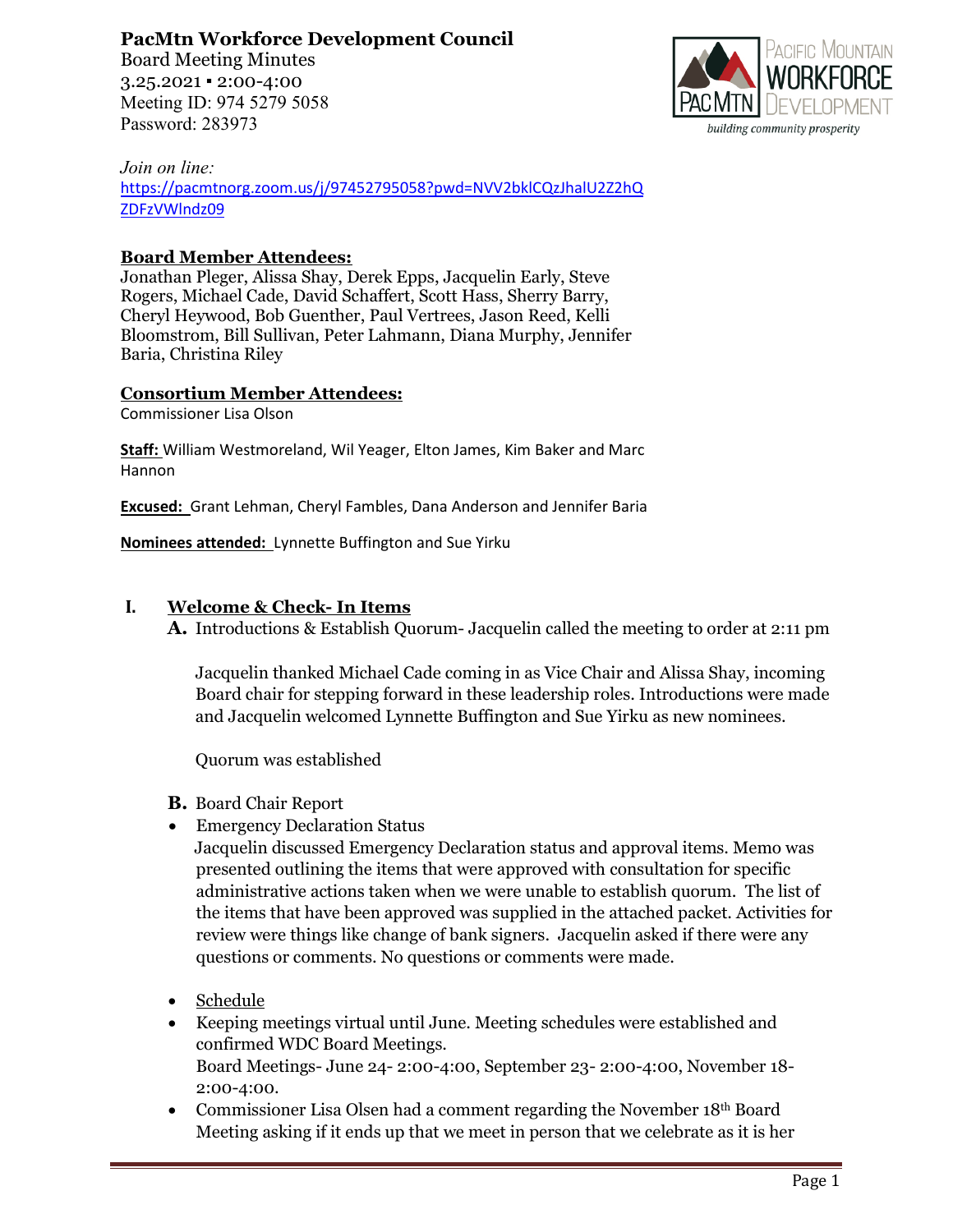# PacMtn Workforce Development Council

Board Meeting Minutes
3.25.2021 ▪ 2:00-4:00
Meeting ID: 974 5279 5058
Password: 283973

*Join on line:*
https://pacmtnorg.zoom.us/j/97452795058?pwd=NVV2bklCQzJhalU2Z2hQZDFzVWlndz09

**Board Member Attendees:**
Jonathan Pleger, Alissa Shay, Derek Epps, Jacquelin Early, Steve Rogers, Michael Cade, David Schaffert, Scott Hass, Sherry Barry, Cheryl Heywood, Bob Guenther, Paul Vertrees, Jason Reed, Kelli Bloomstrom, Bill Sullivan, Peter Lahmann, Diana Murphy, Jennifer Baria, Christina Riley

**Consortium Member Attendees:**
Commissioner Lisa Olson

**Staff:** William Westmoreland, Wil Yeager, Elton James, Kim Baker and Marc Hannon

**Excused:** Grant Lehman, Cheryl Fambles, Dana Anderson and Jennifer Baria

**Nominees attended:** Lynnette Buffington and Sue Yirku

## I. Welcome & Check- In Items

**A.** Introductions & Establish Quorum- Jacquelin called the meeting to order at 2:11 pm

Jacquelin thanked Michael Cade coming in as Vice Chair and Alissa Shay, incoming Board chair for stepping forward in these leadership roles. Introductions were made and Jacquelin welcomed Lynnette Buffington and Sue Yirku as new nominees.

Quorum was established

**B.** Board Chair Report

- Emergency Declaration Status
  Jacquelin discussed Emergency Declaration status and approval items. Memo was presented outlining the items that were approved with consultation for specific administrative actions taken when we were unable to establish quorum. The list of the items that have been approved was supplied in the attached packet. Activities for review were things like change of bank signers. Jacquelin asked if there were any questions or comments. No questions or comments were made.

- Schedule
- Keeping meetings virtual until June. Meeting schedules were established and confirmed WDC Board Meetings.
  Board Meetings- June 24- 2:00-4:00, September 23- 2:00-4:00, November 18- 2:00-4:00.
- Commissioner Lisa Olsen had a comment regarding the November 18th Board Meeting asking if it ends up that we meet in person that we celebrate as it is her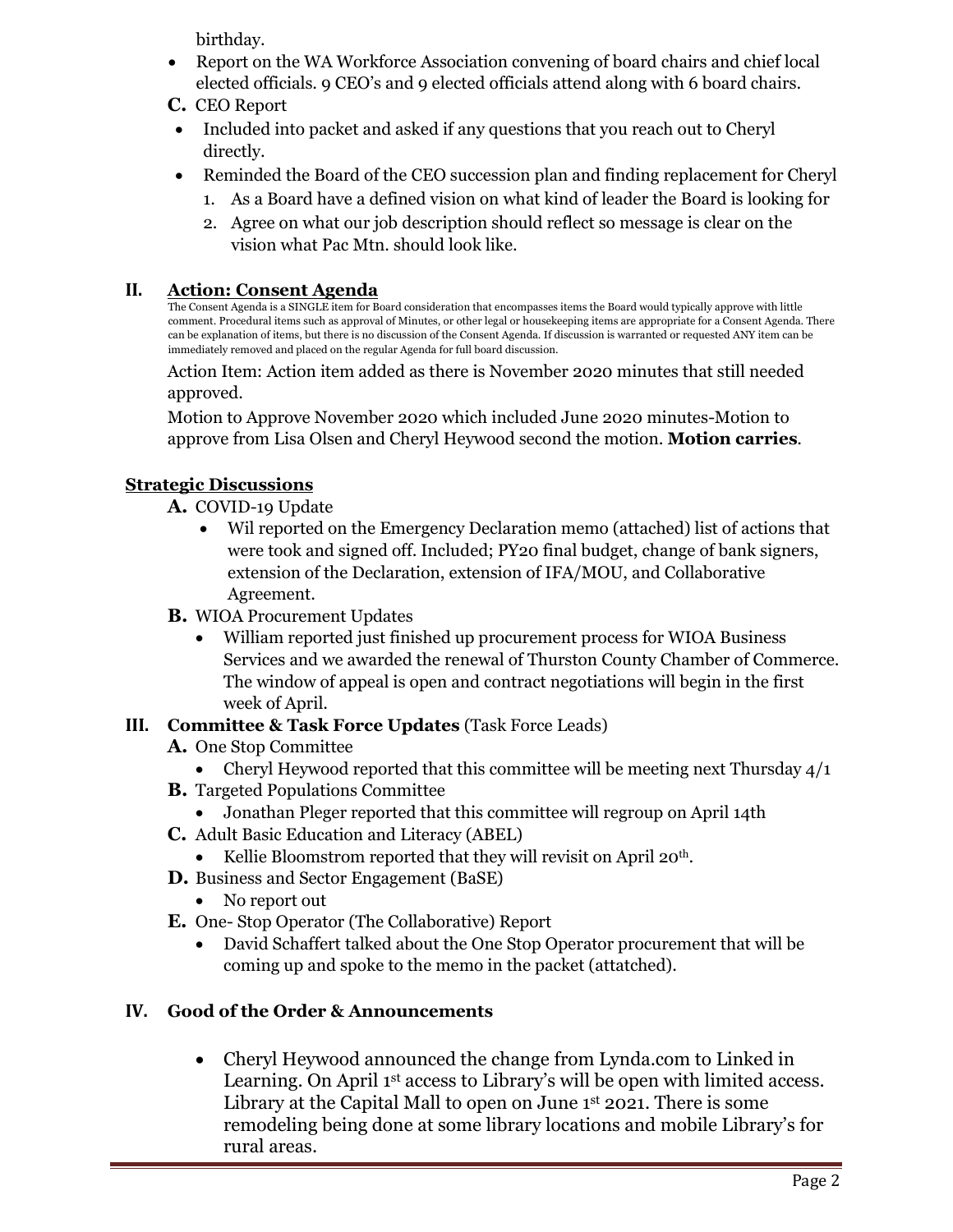birthday.

- Report on the WA Workforce Association convening of board chairs and chief local elected officials. 9 CEO's and 9 elected officials attend along with 6 board chairs.

**C.** CEO Report

- Included into packet and asked if any questions that you reach out to Cheryl directly.
- Reminded the Board of the CEO succession plan and finding replacement for Cheryl
    1. As a Board have a defined vision on what kind of leader the Board is looking for
    2. Agree on what our job description should reflect so message is clear on the vision what Pac Mtn. should look like.

## II. Action: Consent Agenda

The Consent Agenda is a SINGLE item for Board consideration that encompasses items the Board would typically approve with little comment. Procedural items such as approval of Minutes, or other legal or housekeeping items are appropriate for a Consent Agenda. There can be explanation of items, but there is no discussion of the Consent Agenda. If discussion is warranted or requested ANY item can be immediately removed and placed on the regular Agenda for full board discussion.

Action Item: Action item added as there is November 2020 minutes that still needed approved.

Motion to Approve November 2020 which included June 2020 minutes-Motion to approve from Lisa Olsen and Cheryl Heywood second the motion. **Motion carries**.

## Strategic Discussions

**A.** COVID-19 Update

- Wil reported on the Emergency Declaration memo (attached) list of actions that were took and signed off. Included; PY20 final budget, change of bank signers, extension of the Declaration, extension of IFA/MOU, and Collaborative Agreement.

**B.** WIOA Procurement Updates

- William reported just finished up procurement process for WIOA Business Services and we awarded the renewal of Thurston County Chamber of Commerce. The window of appeal is open and contract negotiations will begin in the first week of April.

## III. Committee & Task Force Updates (Task Force Leads)

**A.** One Stop Committee

- Cheryl Heywood reported that this committee will be meeting next Thursday 4/1

**B.** Targeted Populations Committee

- Jonathan Pleger reported that this committee will regroup on April 14th

**C.** Adult Basic Education and Literacy (ABEL)

- Kellie Bloomstrom reported that they will revisit on April 20th.

**D.** Business and Sector Engagement (BaSE)

- No report out

**E.** One- Stop Operator (The Collaborative) Report

- David Schaffert talked about the One Stop Operator procurement that will be coming up and spoke to the memo in the packet (attatched).

## IV. Good of the Order & Announcements

- Cheryl Heywood announced the change from Lynda.com to Linked in Learning. On April 1st access to Library's will be open with limited access. Library at the Capital Mall to open on June 1st 2021. There is some remodeling being done at some library locations and mobile Library's for rural areas.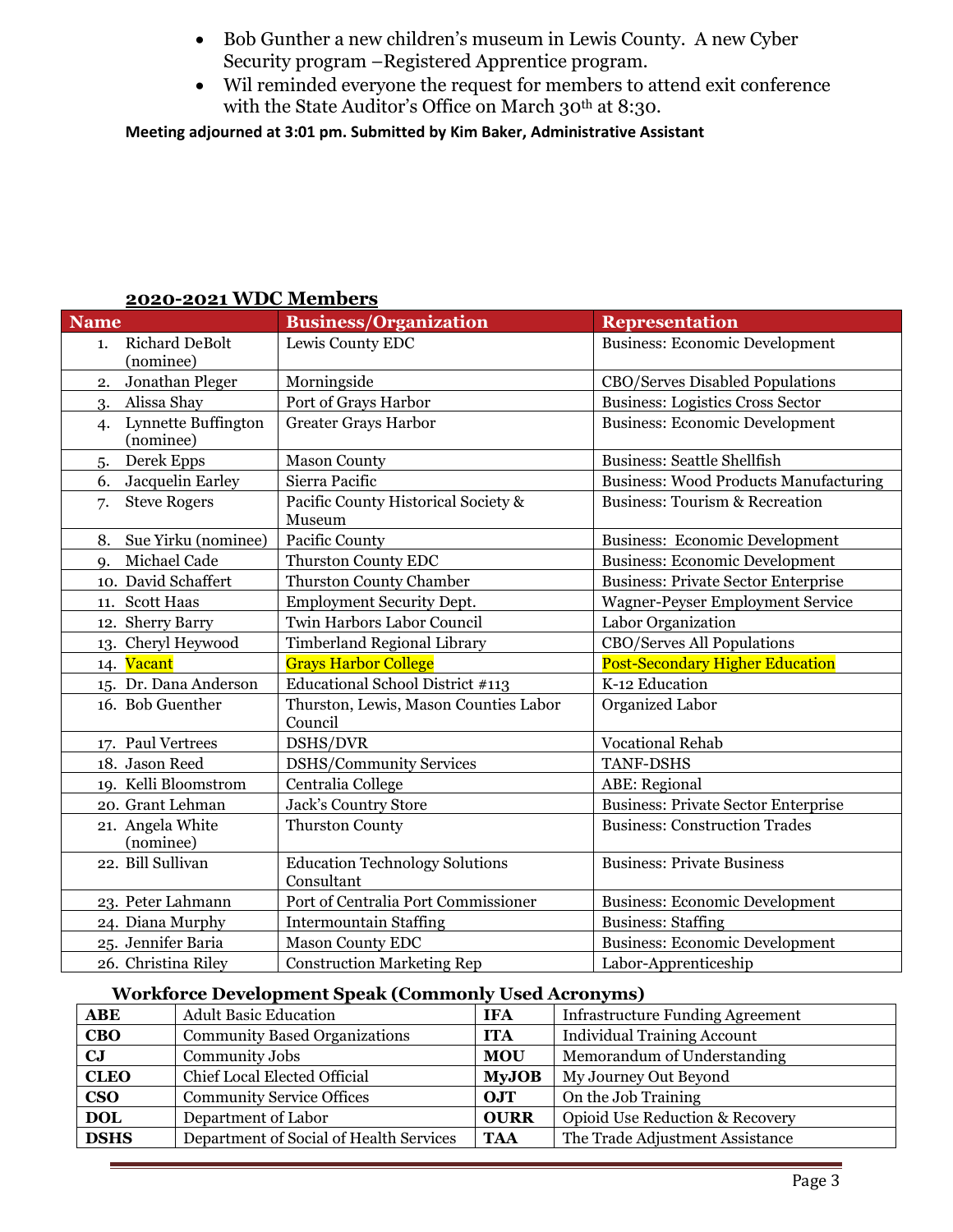- Bob Gunther a new children's museum in Lewis County. A new Cyber Security program –Registered Apprentice program.
- Wil reminded everyone the request for members to attend exit conference with the State Auditor's Office on March 30th at 8:30.

**Meeting adjourned at 3:01 pm. Submitted by Kim Baker, Administrative Assistant**

## 2020-2021 WDC Members

| Name | Business/Organization | Representation |
|---|---|---|
| 1. Richard DeBolt (nominee) | Lewis County EDC | Business: Economic Development |
| 2. Jonathan Pleger | Morningside | CBO/Serves Disabled Populations |
| 3. Alissa Shay | Port of Grays Harbor | Business: Logistics Cross Sector |
| 4. Lynnette Buffington (nominee) | Greater Grays Harbor | Business: Economic Development |
| 5. Derek Epps | Mason County | Business: Seattle Shellfish |
| 6. Jacquelin Earley | Sierra Pacific | Business: Wood Products Manufacturing |
| 7. Steve Rogers | Pacific County Historical Society & Museum | Business: Tourism & Recreation |
| 8. Sue Yirku (nominee) | Pacific County | Business: Economic Development |
| 9. Michael Cade | Thurston County EDC | Business: Economic Development |
| 10. David Schaffert | Thurston County Chamber | Business: Private Sector Enterprise |
| 11. Scott Haas | Employment Security Dept. | Wagner-Peyser Employment Service |
| 12. Sherry Barry | Twin Harbors Labor Council | Labor Organization |
| 13. Cheryl Heywood | Timberland Regional Library | CBO/Serves All Populations |
| 14. Vacant | Grays Harbor College | Post-Secondary Higher Education |
| 15. Dr. Dana Anderson | Educational School District #113 | K-12 Education |
| 16. Bob Guenther | Thurston, Lewis, Mason Counties Labor Council | Organized Labor |
| 17. Paul Vertrees | DSHS/DVR | Vocational Rehab |
| 18. Jason Reed | DSHS/Community Services | TANF-DSHS |
| 19. Kelli Bloomstrom | Centralia College | ABE: Regional |
| 20. Grant Lehman | Jack's Country Store | Business: Private Sector Enterprise |
| 21. Angela White (nominee) | Thurston County | Business: Construction Trades |
| 22. Bill Sullivan | Education Technology Solutions Consultant | Business: Private Business |
| 23. Peter Lahmann | Port of Centralia Port Commissioner | Business: Economic Development |
| 24. Diana Murphy | Intermountain Staffing | Business: Staffing |
| 25. Jennifer Baria | Mason County EDC | Business: Economic Development |
| 26. Christina Riley | Construction Marketing Rep | Labor-Apprenticeship |

## Workforce Development Speak (Commonly Used Acronyms)

| | | | |
|---|---|---|---|
| **ABE** | Adult Basic Education | **IFA** | Infrastructure Funding Agreement |
| **CBO** | Community Based Organizations | **ITA** | Individual Training Account |
| **CJ** | Community Jobs | **MOU** | Memorandum of Understanding |
| **CLEO** | Chief Local Elected Official | **MyJOB** | My Journey Out Beyond |
| **CSO** | Community Service Offices | **OJT** | On the Job Training |
| **DOL** | Department of Labor | **OURR** | Opioid Use Reduction & Recovery |
| **DSHS** | Department of Social of Health Services | **TAA** | The Trade Adjustment Assistance |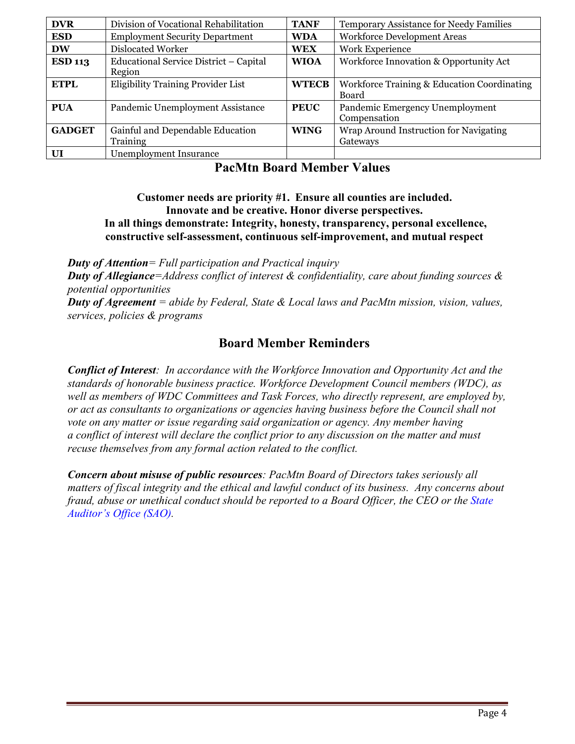| | | | |
|---|---|---|---|
| **DVR** | Division of Vocational Rehabilitation | **TANF** | Temporary Assistance for Needy Families |
| **ESD** | Employment Security Department | **WDA** | Workforce Development Areas |
| **DW** | Dislocated Worker | **WEX** | Work Experience |
| **ESD 113** | Educational Service District – Capital Region | **WIOA** | Workforce Innovation & Opportunity Act |
| **ETPL** | Eligibility Training Provider List | **WTECB** | Workforce Training & Education Coordinating Board |
| **PUA** | Pandemic Unemployment Assistance | **PEUC** | Pandemic Emergency Unemployment Compensation |
| **GADGET** | Gainful and Dependable Education Training | **WING** | Wrap Around Instruction for Navigating Gateways |
| **UI** | Unemployment Insurance | | |

## PacMtn Board Member Values

**Customer needs are priority #1. Ensure all counties are included.**
**Innovate and be creative. Honor diverse perspectives.**
**In all things demonstrate: Integrity, honesty, transparency, personal excellence, constructive self-assessment, continuous self-improvement, and mutual respect**

***Duty of Attention****= Full participation and Practical inquiry*
***Duty of Allegiance****=Address conflict of interest & confidentiality, care about funding sources & potential opportunities*
***Duty of Agreement*** *= abide by Federal, State & Local laws and PacMtn mission, vision, values, services, policies & programs*

## Board Member Reminders

***Conflict of Interest****: In accordance with the Workforce Innovation and Opportunity Act and the standards of honorable business practice. Workforce Development Council members (WDC), as well as members of WDC Committees and Task Forces, who directly represent, are employed by, or act as consultants to organizations or agencies having business before the Council shall not vote on any matter or issue regarding said organization or agency. Any member having a conflict of interest will declare the conflict prior to any discussion on the matter and must recuse themselves from any formal action related to the conflict.*

***Concern about misuse of public resources****: PacMtn Board of Directors takes seriously all matters of fiscal integrity and the ethical and lawful conduct of its business. Any concerns about fraud, abuse or unethical conduct should be reported to a Board Officer, the CEO or the State Auditor's Office (SAO).*